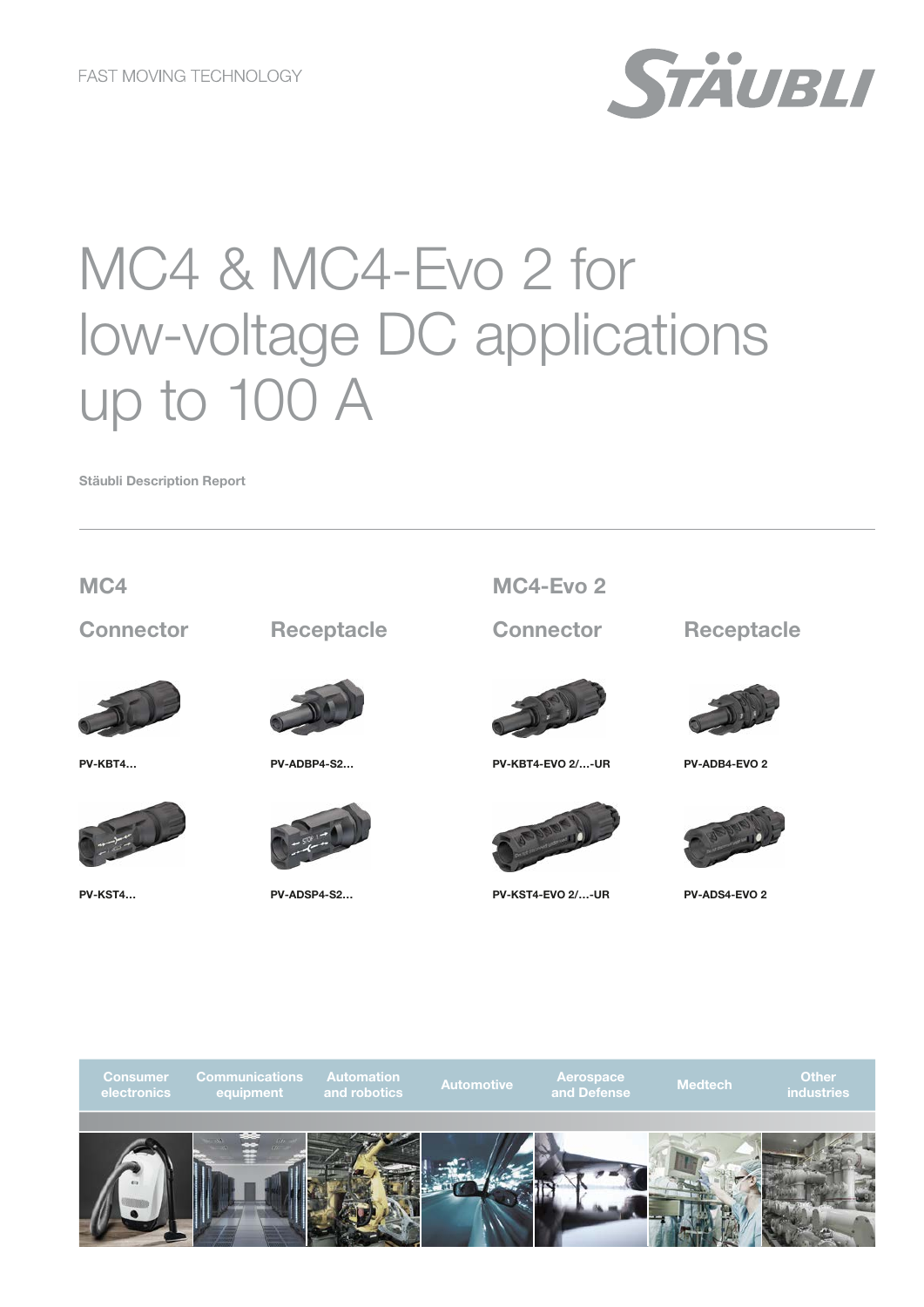FAST MOVING TECHNOLOGY

STÄUBLI

# MC4 & MC4-Evo 2 for low-voltage DC applications up to 100 A

**Stäubli Description Report**

---

## MC4

### Connector

PV-KBT4...

PV-KST4...

### Receptacle

PV-ADBP4-S2...

PV-ADSP4-S2...

## MC4-Evo 2

### Connector

PV-KBT4-EVO 2/...-UR

PV-KST4-EVO 2/...-UR

### Receptacle

PV-ADB4-EVO 2

PV-ADS4-EVO 2

---

Consumer electronics | Communications equipment | Automation and robotics | Automotive | Aerospace and Defense | Medtech | Other industries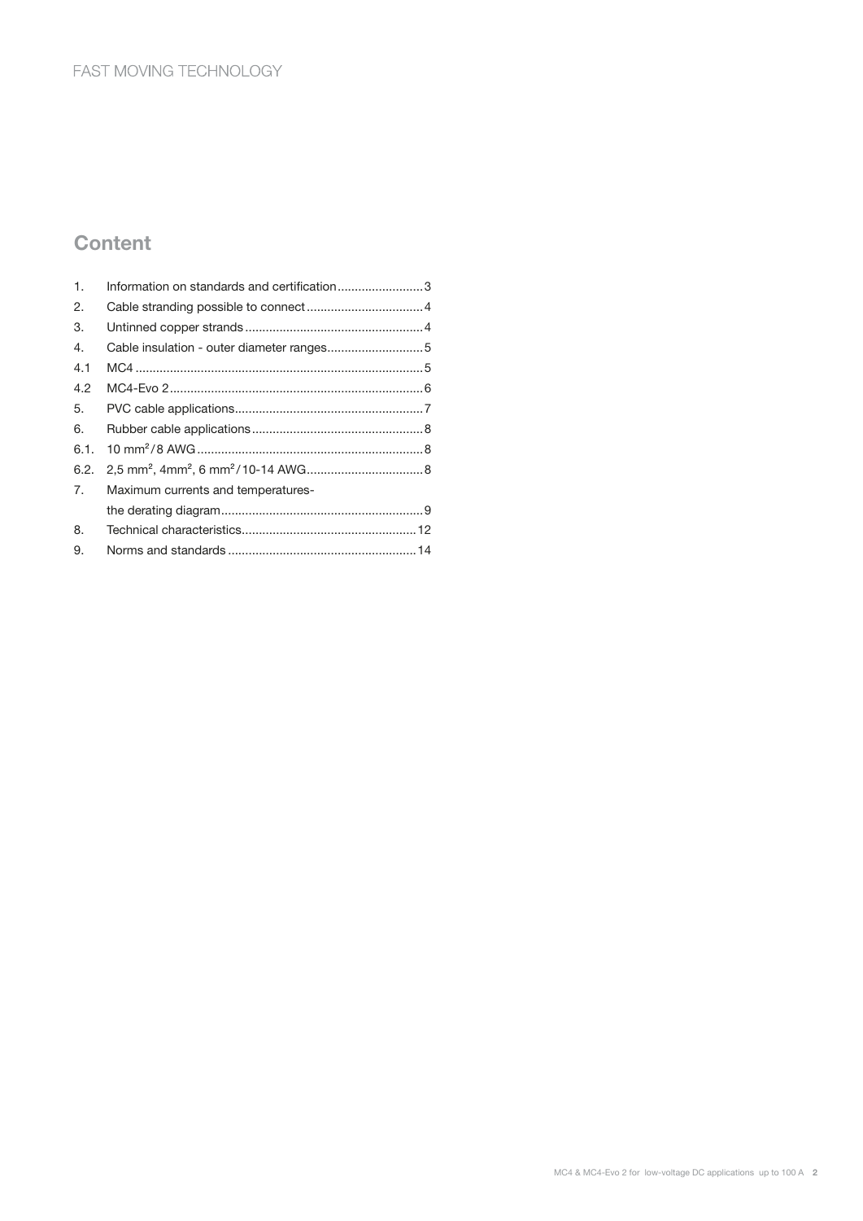## Content

1. Information on standards and certification ......................... 3
2. Cable stranding possible to connect ................................. 4
3. Untinned copper strands ................................................... 4
4. Cable insulation - outer diameter ranges ............................ 5

4.1 MC4 ................................................................................... 5

4.2 MC4-Evo 2 ......................................................................... 6

5. PVC cable applications ..................................................... 7
6. Rubber cable applications ................................................. 8

6.1. 10 mm²/8 AWG ................................................................. 8

6.2. 2,5 mm², 4mm², 6 mm²/10-14 AWG .................................. 8

7. Maximum currents and temperatures-
   the derating diagram .......................................................... 9
8. Technical characteristics .................................................. 12
9. Norms and standards ...................................................... 14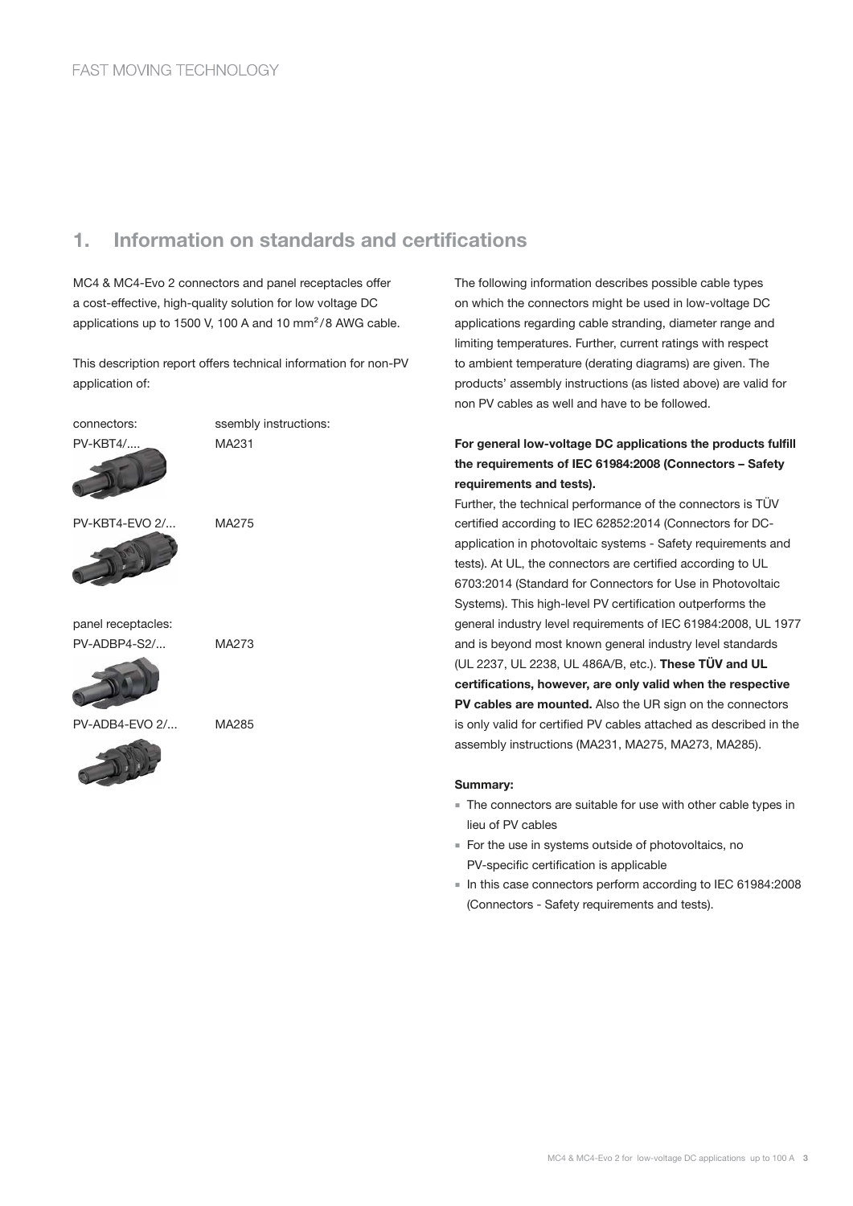## 1. Information on standards and certifications

MC4 & MC4-Evo 2 connectors and panel receptacles offer a cost-effective, high-quality solution for low voltage DC applications up to 1500 V, 100 A and 10 mm²/8 AWG cable.

This description report offers technical information for non-PV application of:

| connectors: | ssembly instructions: |
|---|---|
| PV-KBT4/.... | MA231 |
| PV-KBT4-EVO 2/... | MA275 |
| **panel receptacles:** | |
| PV-ADBP4-S2/... | MA273 |
| PV-ADB4-EVO 2/... | MA285 |

The following information describes possible cable types on which the connectors might be used in low-voltage DC applications regarding cable stranding, diameter range and limiting temperatures. Further, current ratings with respect to ambient temperature (derating diagrams) are given. The products' assembly instructions (as listed above) are valid for non PV cables as well and have to be followed.

**For general low-voltage DC applications the products fulfill the requirements of IEC 61984:2008 (Connectors – Safety requirements and tests).**

Further, the technical performance of the connectors is TÜV certified according to IEC 62852:2014 (Connectors for DC-application in photovoltaic systems - Safety requirements and tests). At UL, the connectors are certified according to UL 6703:2014 (Standard for Connectors for Use in Photovoltaic Systems). This high-level PV certification outperforms the general industry level requirements of IEC 61984:2008, UL 1977 and is beyond most known general industry level standards (UL 2237, UL 2238, UL 486A/B, etc.). **These TÜV and UL certifications, however, are only valid when the respective PV cables are mounted.** Also the UR sign on the connectors is only valid for certified PV cables attached as described in the assembly instructions (MA231, MA275, MA273, MA285).

**Summary:**

- The connectors are suitable for use with other cable types in lieu of PV cables
- For the use in systems outside of photovoltaics, no PV-specific certification is applicable
- In this case connectors perform according to IEC 61984:2008 (Connectors - Safety requirements and tests).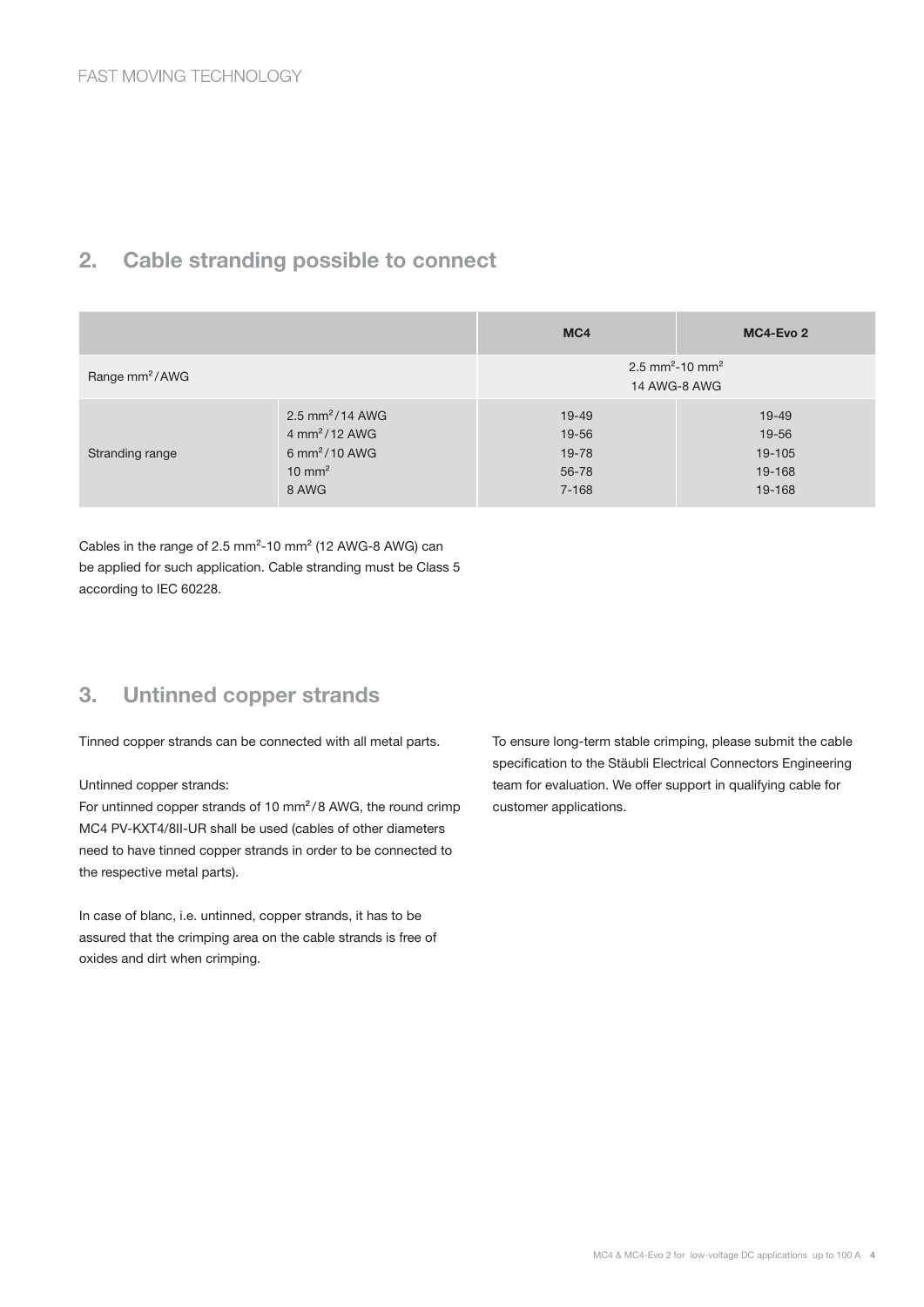## 2. Cable stranding possible to connect

| | | MC4 | MC4-Evo 2 |
|---|---|---|---|
| Range mm²/AWG | | 2.5 mm²-10 mm²<br>14 AWG-8 AWG | |
| Stranding range | 2.5 mm²/14 AWG<br>4 mm²/12 AWG<br>6 mm²/10 AWG<br>10 mm²<br>8 AWG | 19-49<br>19-56<br>19-78<br>56-78<br>7-168 | 19-49<br>19-56<br>19-105<br>19-168<br>19-168 |

Cables in the range of 2.5 mm²-10 mm² (12 AWG-8 AWG) can be applied for such application. Cable stranding must be Class 5 according to IEC 60228.

## 3. Untinned copper strands

Tinned copper strands can be connected with all metal parts.

Untinned copper strands:
For untinned copper strands of 10 mm²/8 AWG, the round crimp MC4 PV-KXT4/8II-UR shall be used (cables of other diameters need to have tinned copper strands in order to be connected to the respective metal parts).

In case of blanc, i.e. untinned, copper strands, it has to be assured that the crimping area on the cable strands is free of oxides and dirt when crimping.

To ensure long-term stable crimping, please submit the cable specification to the Stäubli Electrical Connectors Engineering team for evaluation. We offer support in qualifying cable for customer applications.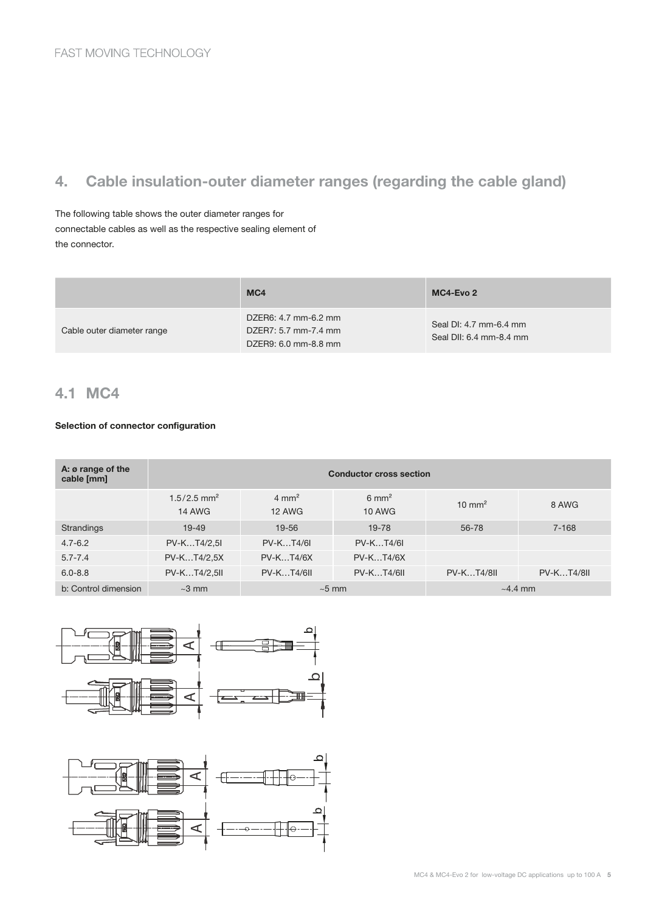## 4. Cable insulation-outer diameter ranges (regarding the cable gland)

The following table shows the outer diameter ranges for connectable cables as well as the respective sealing element of the connector.

| | MC4 | MC4-Evo 2 |
|---|---|---|
| Cable outer diameter range | DZER6: 4.7 mm-6.2 mm<br>DZER7: 5.7 mm-7.4 mm<br>DZER9: 6.0 mm-8.8 mm | Seal DI: 4.7 mm-6.4 mm<br>Seal DII: 6.4 mm-8.4 mm |

### 4.1 MC4

**Selection of connector configuration**

| A: ø range of the cable [mm] | Conductor cross section | | | | |
|---|---|---|---|---|---|
| | 1.5/2.5 mm²<br>14 AWG | 4 mm²<br>12 AWG | 6 mm²<br>10 AWG | 10 mm² | 8 AWG |
| Strandings | 19-49 | 19-56 | 19-78 | 56-78 | 7-168 |
| 4.7-6.2 | PV-K…T4/2,5I | PV-K…T4/6I | PV-K…T4/6I | | |
| 5.7-7.4 | PV-K…T4/2,5X | PV-K…T4/6X | PV-K…T4/6X | | |
| 6.0-8.8 | PV-K…T4/2,5II | PV-K…T4/6II | PV-K…T4/6II | PV-K…T4/8II | PV-K…T4/8II |
| b: Control dimension | ~3 mm | ~5 mm | | ~4.4 mm | |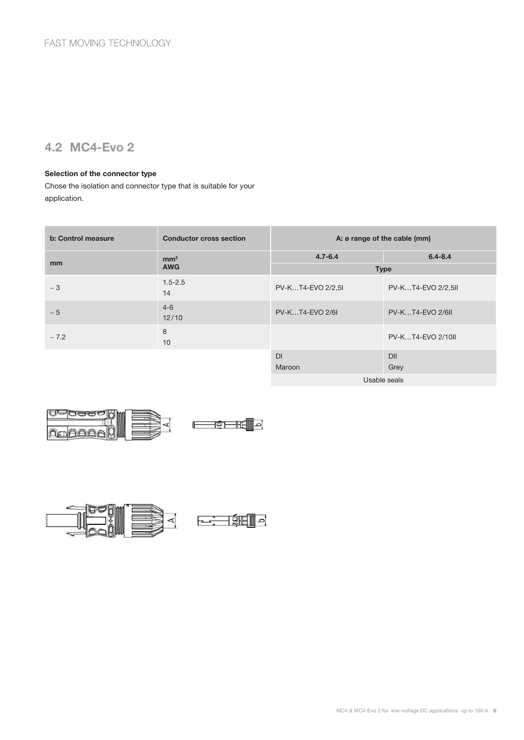## 4.2 MC4-Evo 2

**Selection of the connector type**

Chose the isolation and connector type that is suitable for your application.

| b: Control measure | Conductor cross section | A: ø range of the cable (mm) | |
|---|---|---|---|
| | | 4.7-6.4 | 6.4-8.4 |
| mm | mm² AWG | Type | |
| ~ 3 | 1.5-2.5 14 | PV-K…T4-EVO 2/2,5I | PV-K…T4-EVO 2/2,5II |
| ~ 5 | 4-6 12/10 | PV-K…T4-EVO 2/6I | PV-K…T4-EVO 2/6II |
| ~ 7.2 | 8 10 | | PV-K…T4-EVO 2/10II |
| | | DI Maroon | DII Grey |
| | | Usable seals | |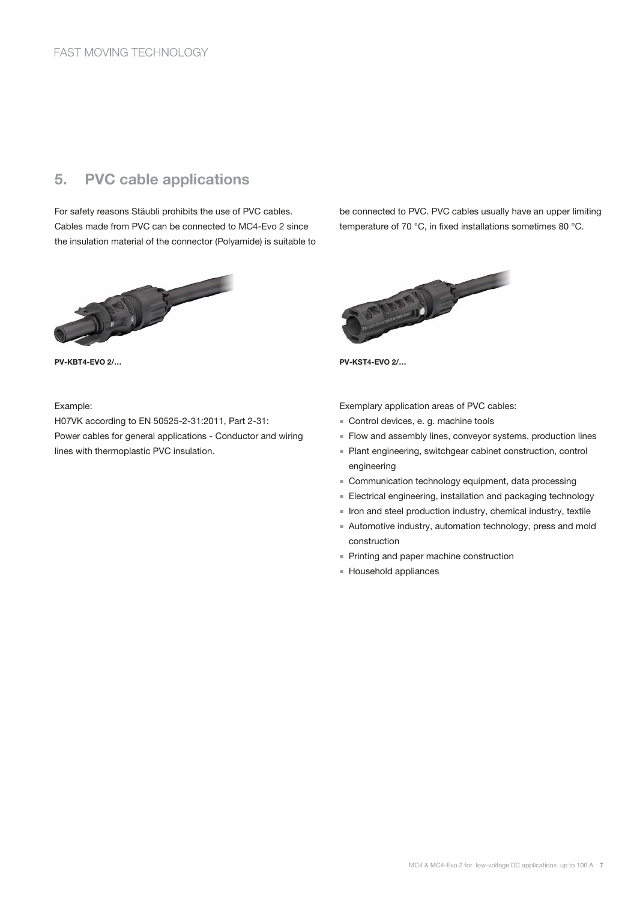## 5. PVC cable applications

For safety reasons Stäubli prohibits the use of PVC cables. Cables made from PVC can be connected to MC4-Evo 2 since the insulation material of the connector (Polyamide) is suitable to be connected to PVC. PVC cables usually have an upper limiting temperature of 70 °C, in fixed installations sometimes 80 °C.

**PV-KBT4-EVO 2/…**

**PV-KST4-EVO 2/…**

Example:
H07VK according to EN 50525-2-31:2011, Part 2-31:
Power cables for general applications - Conductor and wiring lines with thermoplastic PVC insulation.

Exemplary application areas of PVC cables:

- Control devices, e. g. machine tools
- Flow and assembly lines, conveyor systems, production lines
- Plant engineering, switchgear cabinet construction, control engineering
- Communication technology equipment, data processing
- Electrical engineering, installation and packaging technology
- Iron and steel production industry, chemical industry, textile
- Automotive industry, automation technology, press and mold construction
- Printing and paper machine construction
- Household appliances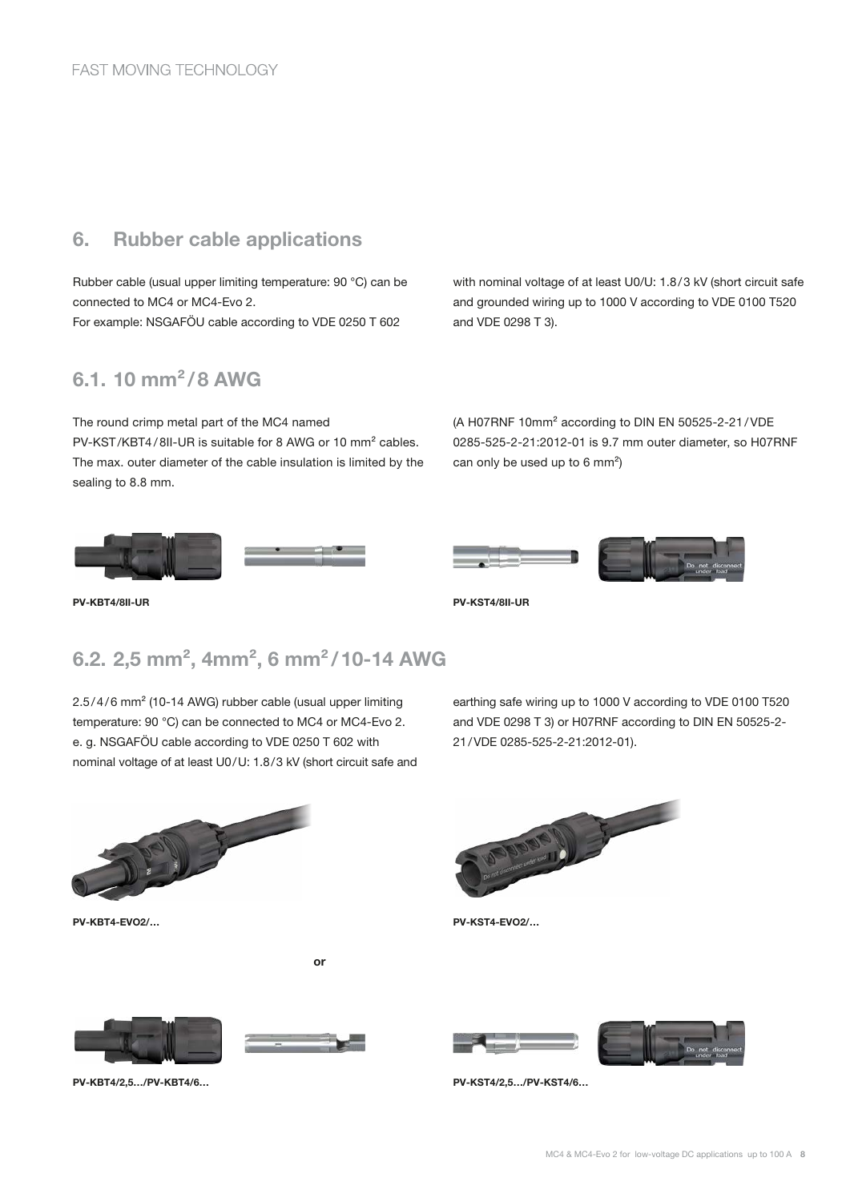## 6. Rubber cable applications

Rubber cable (usual upper limiting temperature: 90 °C) can be connected to MC4 or MC4-Evo 2.
For example: NSGAFÖU cable according to VDE 0250 T 602 with nominal voltage of at least U0/U: 1.8 / 3 kV (short circuit safe and grounded wiring up to 1000 V according to VDE 0100 T520 and VDE 0298 T 3).

## 6.1. 10 mm² / 8 AWG

The round crimp metal part of the MC4 named PV-KST/KBT4 / 8II-UR is suitable for 8 AWG or 10 mm² cables. The max. outer diameter of the cable insulation is limited by the sealing to 8.8 mm.

(A H07RNF 10mm² according to DIN EN 50525-2-21 / VDE 0285-525-2-21:2012-01 is 9.7 mm outer diameter, so H07RNF can only be used up to 6 mm²)

**PV-KBT4/8II-UR**

**PV-KST4/8II-UR**

## 6.2. 2,5 mm², 4mm², 6 mm² / 10-14 AWG

2.5 / 4 / 6 mm² (10-14 AWG) rubber cable (usual upper limiting temperature: 90 °C) can be connected to MC4 or MC4-Evo 2. e. g. NSGAFÖU cable according to VDE 0250 T 602 with nominal voltage of at least U0 / U: 1.8 / 3 kV (short circuit safe and earthing safe wiring up to 1000 V according to VDE 0100 T520 and VDE 0298 T 3) or H07RNF according to DIN EN 50525-2-21 / VDE 0285-525-2-21:2012-01).

**PV-KBT4-EVO2/…**

**PV-KST4-EVO2/…**

**or**

**PV-KBT4/2,5…/PV-KBT4/6…**

**PV-KST4/2,5…/PV-KST4/6…**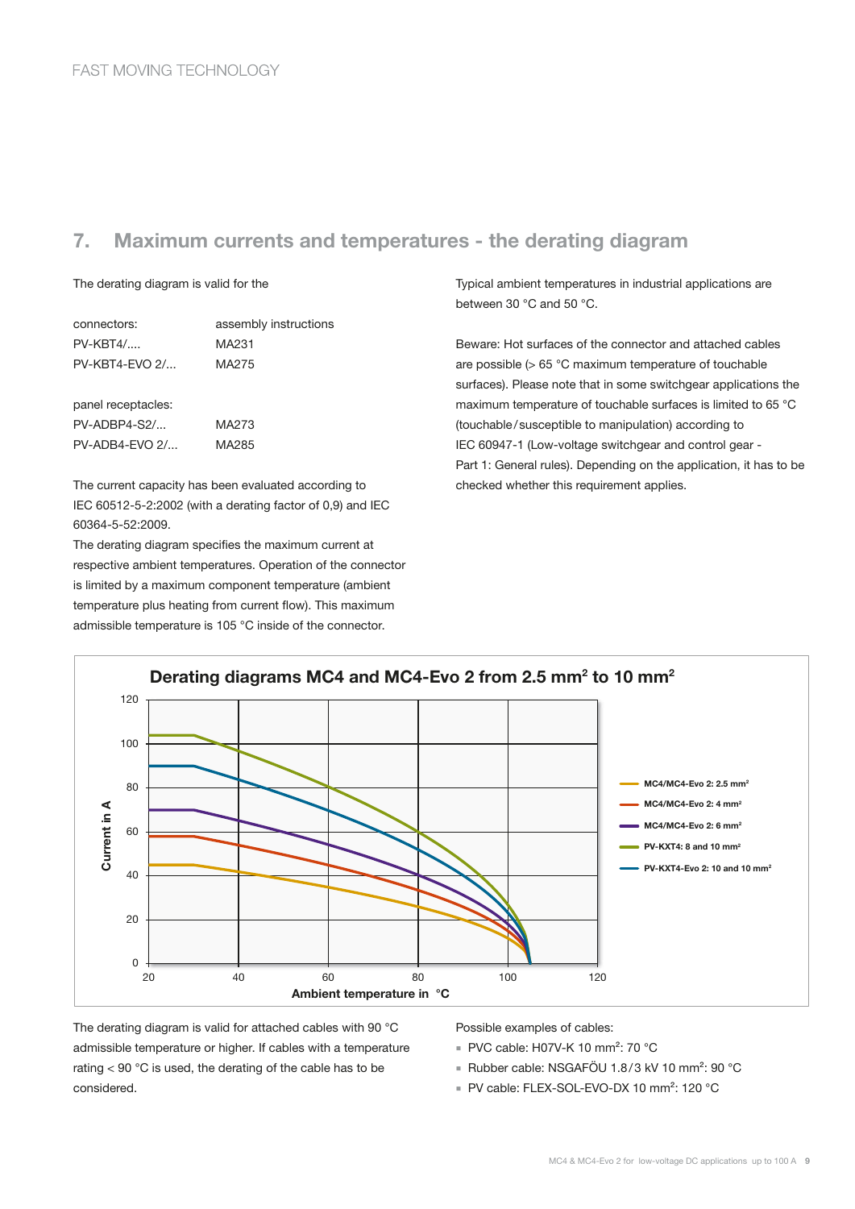## 7. Maximum currents and temperatures - the derating diagram

The derating diagram is valid for the

| connectors: | assembly instructions |
|---|---|
| PV-KBT4/.... | MA231 |
| PV-KBT4-EVO 2/... | MA275 |

| panel receptacles: | |
|---|---|
| PV-ADBP4-S2/... | MA273 |
| PV-ADB4-EVO 2/... | MA285 |

The current capacity has been evaluated according to IEC 60512-5-2:2002 (with a derating factor of 0,9) and IEC 60364-5-52:2009.

The derating diagram specifies the maximum current at respective ambient temperatures. Operation of the connector is limited by a maximum component temperature (ambient temperature plus heating from current flow). This maximum admissible temperature is 105 °C inside of the connector.

Typical ambient temperatures in industrial applications are between 30 °C and 50 °C.

Beware: Hot surfaces of the connector and attached cables are possible (> 65 °C maximum temperature of touchable surfaces). Please note that in some switchgear applications the maximum temperature of touchable surfaces is limited to 65 °C (touchable / susceptible to manipulation) according to IEC 60947-1 (Low-voltage switchgear and control gear - Part 1: General rules). Depending on the application, it has to be checked whether this requirement applies.

**Derating diagrams MC4 and MC4-Evo 2 from 2.5 mm² to 10 mm²**

Current in A (0–120) vs. Ambient temperature in °C (20–120)

- MC4/MC4-Evo 2: 2.5 mm²
- MC4/MC4-Evo 2: 4 mm²
- MC4/MC4-Evo 2: 6 mm²
- PV-KXT4: 8 and 10 mm²
- PV-KXT4-Evo 2: 10 and 10 mm²

The derating diagram is valid for attached cables with 90 °C admissible temperature or higher. If cables with a temperature rating < 90 °C is used, the derating of the cable has to be considered.

Possible examples of cables:

- PVC cable: H07V-K 10 mm²: 70 °C
- Rubber cable: NSGAFÖU 1.8/3 kV 10 mm²: 90 °C
- PV cable: FLEX-SOL-EVO-DX 10 mm²: 120 °C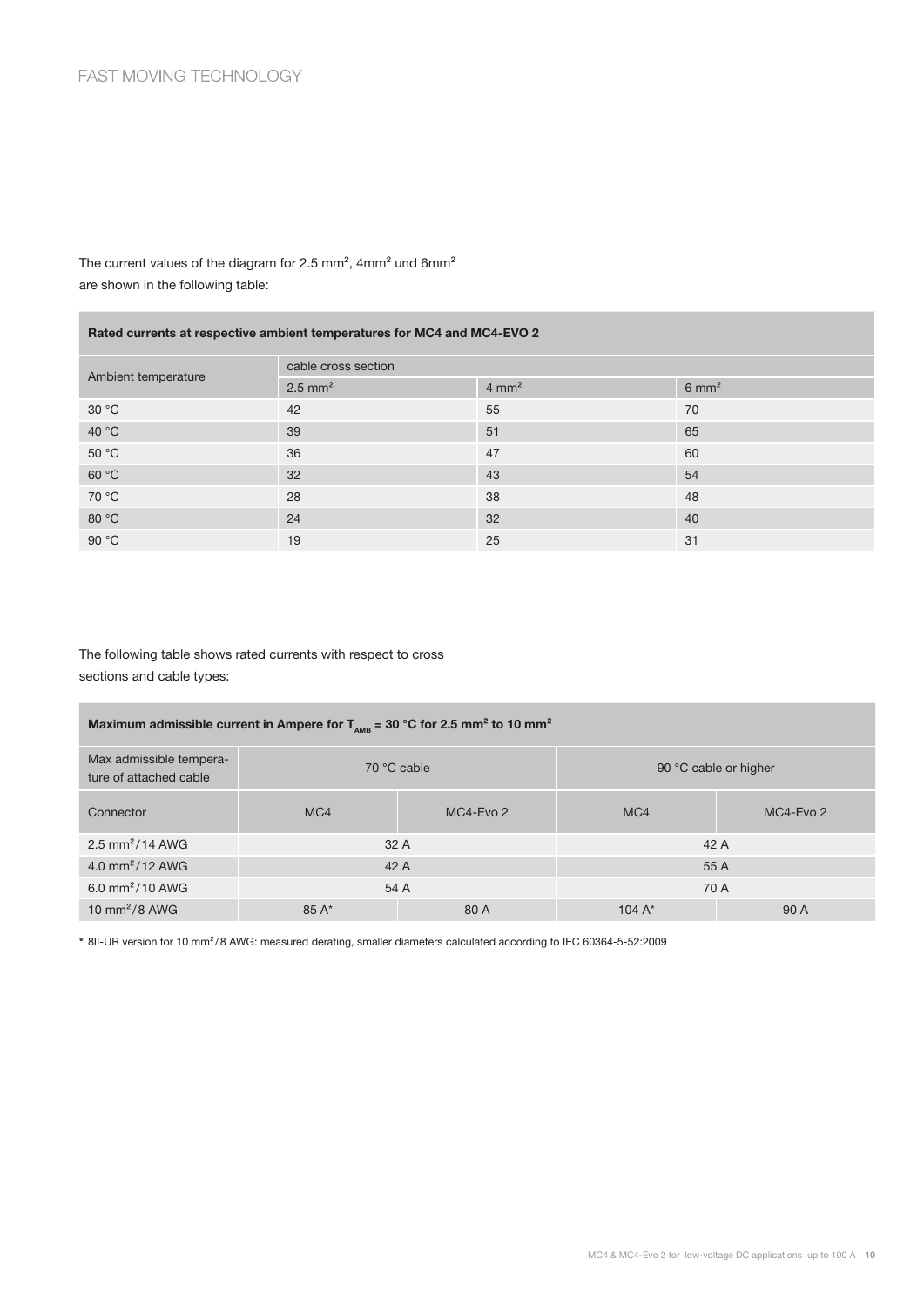The current values of the diagram for 2.5 mm², 4mm² und 6mm² are shown in the following table:

| Rated currents at respective ambient temperatures for MC4 and MC4-EVO 2 | | | |
|---|---|---|---|
| Ambient temperature | cable cross section | | |
| | 2.5 mm² | 4 mm² | 6 mm² |
| 30 °C | 42 | 55 | 70 |
| 40 °C | 39 | 51 | 65 |
| 50 °C | 36 | 47 | 60 |
| 60 °C | 32 | 43 | 54 |
| 70 °C | 28 | 38 | 48 |
| 80 °C | 24 | 32 | 40 |
| 90 °C | 19 | 25 | 31 |

The following table shows rated currents with respect to cross sections and cable types:

| Maximum admissible current in Ampere for $T_{AMB}$ = 30 °C for 2.5 mm² to 10 mm² | | | | |
|---|---|---|---|---|
| Max admissible temperature of attached cable | 70 °C cable | | 90 °C cable or higher | |
| Connector | MC4 | MC4-Evo 2 | MC4 | MC4-Evo 2 |
| 2.5 mm²/14 AWG | 32 A | | 42 A | |
| 4.0 mm²/12 AWG | 42 A | | 55 A | |
| 6.0 mm²/10 AWG | 54 A | | 70 A | |
| 10 mm²/8 AWG | 85 A* | 80 A | 104 A* | 90 A |

* 8II-UR version for 10 mm²/8 AWG: measured derating, smaller diameters calculated according to IEC 60364-5-52:2009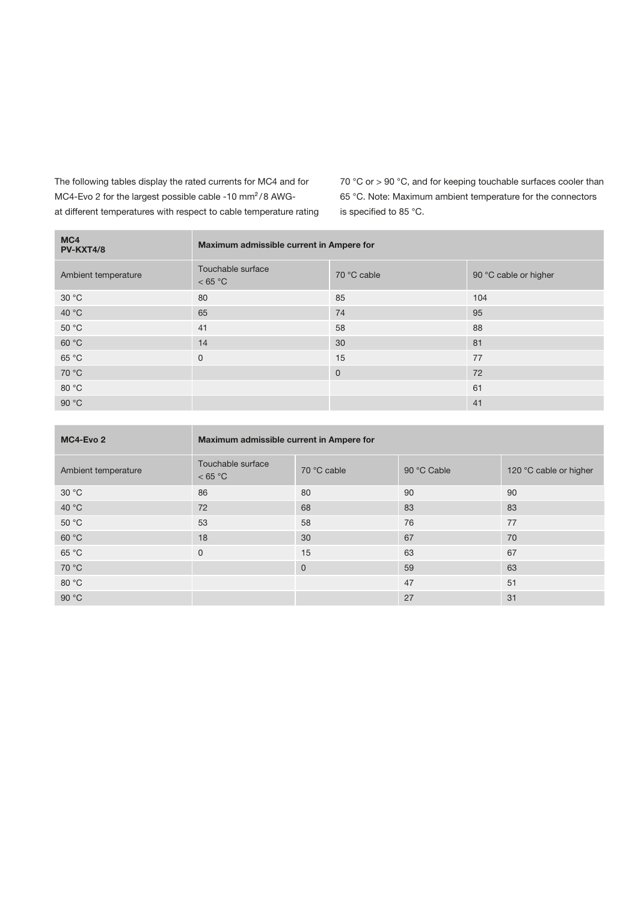The following tables display the rated currents for MC4 and for MC4-Evo 2 for the largest possible cable -10 mm²/8 AWG- at different temperatures with respect to cable temperature rating 70 °C or > 90 °C, and for keeping touchable surfaces cooler than 65 °C. Note: Maximum ambient temperature for the connectors is specified to 85 °C.

| **MC4 PV-KXT4/8** | **Maximum admissible current in Ampere for** | | |
|---|---|---|---|
| Ambient temperature | Touchable surface < 65 °C | 70 °C cable | 90 °C cable or higher |
| 30 °C | 80 | 85 | 104 |
| 40 °C | 65 | 74 | 95 |
| 50 °C | 41 | 58 | 88 |
| 60 °C | 14 | 30 | 81 |
| 65 °C | 0 | 15 | 77 |
| 70 °C | | 0 | 72 |
| 80 °C | | | 61 |
| 90 °C | | | 41 |

| **MC4-Evo 2** | **Maximum admissible current in Ampere for** | | | |
|---|---|---|---|---|
| Ambient temperature | Touchable surface < 65 °C | 70 °C cable | 90 °C Cable | 120 °C cable or higher |
| 30 °C | 86 | 80 | 90 | 90 |
| 40 °C | 72 | 68 | 83 | 83 |
| 50 °C | 53 | 58 | 76 | 77 |
| 60 °C | 18 | 30 | 67 | 70 |
| 65 °C | 0 | 15 | 63 | 67 |
| 70 °C | | 0 | 59 | 63 |
| 80 °C | | | 47 | 51 |
| 90 °C | | | 27 | 31 |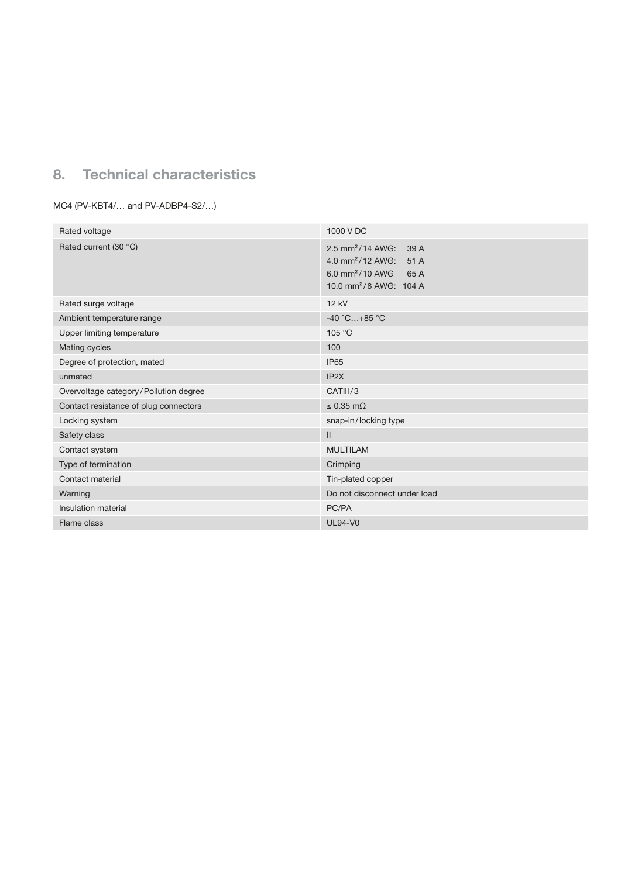## 8. Technical characteristics

MC4 (PV-KBT4/… and PV-ADBP4-S2/…)

| | |
|---|---|
| Rated voltage | 1000 V DC |
| Rated current (30 °C) | 2.5 $mm^2$/14 AWG: 39 A<br>4.0 $mm^2$/12 AWG: 51 A<br>6.0 $mm^2$/10 AWG 65 A<br>10.0 $mm^2$/8 AWG: 104 A |
| Rated surge voltage | 12 kV |
| Ambient temperature range | -40 °C…+85 °C |
| Upper limiting temperature | 105 °C |
| Mating cycles | 100 |
| Degree of protection, mated | IP65 |
| unmated | IP2X |
| Overvoltage category/Pollution degree | CATIII/3 |
| Contact resistance of plug connectors | ≤ 0.35 mΩ |
| Locking system | snap-in/locking type |
| Safety class | II |
| Contact system | MULTILAM |
| Type of termination | Crimping |
| Contact material | Tin-plated copper |
| Warning | Do not disconnect under load |
| Insulation material | PC/PA |
| Flame class | UL94-V0 |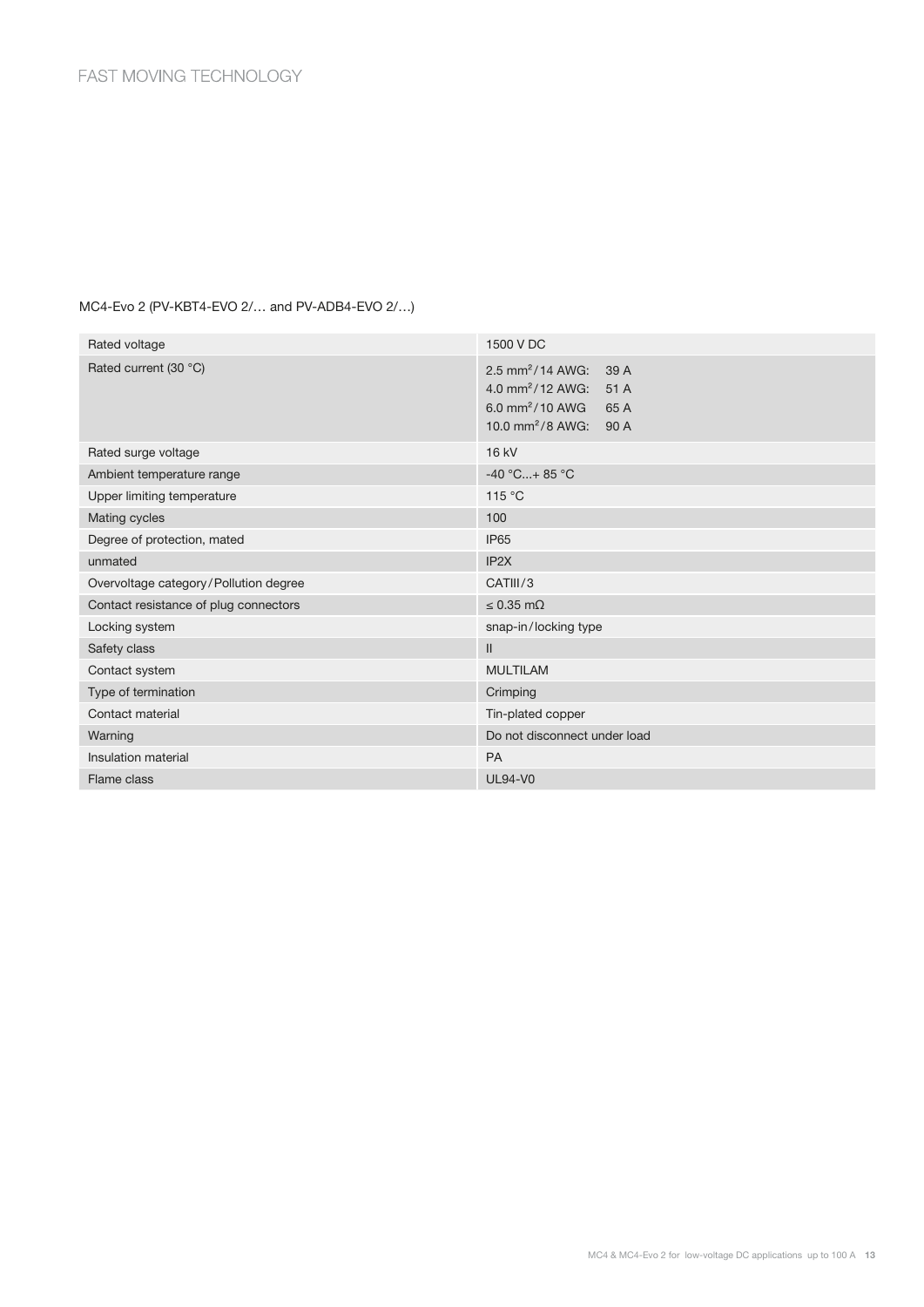MC4-Evo 2 (PV-KBT4-EVO 2/… and PV-ADB4-EVO 2/…)

| Rated voltage | 1500 V DC |
| --- | --- |
| Rated current (30 °C) | 2.5 mm²/14 AWG: 39 A<br>4.0 mm²/12 AWG: 51 A<br>6.0 mm²/10 AWG 65 A<br>10.0 mm²/8 AWG: 90 A |
| Rated surge voltage | 16 kV |
| Ambient temperature range | -40 °C...+ 85 °C |
| Upper limiting temperature | 115 °C |
| Mating cycles | 100 |
| Degree of protection, mated | IP65 |
| unmated | IP2X |
| Overvoltage category/Pollution degree | CATIII/3 |
| Contact resistance of plug connectors | ≤ 0.35 mΩ |
| Locking system | snap-in/locking type |
| Safety class | II |
| Contact system | MULTILAM |
| Type of termination | Crimping |
| Contact material | Tin-plated copper |
| Warning | Do not disconnect under load |
| Insulation material | PA |
| Flame class | UL94-V0 |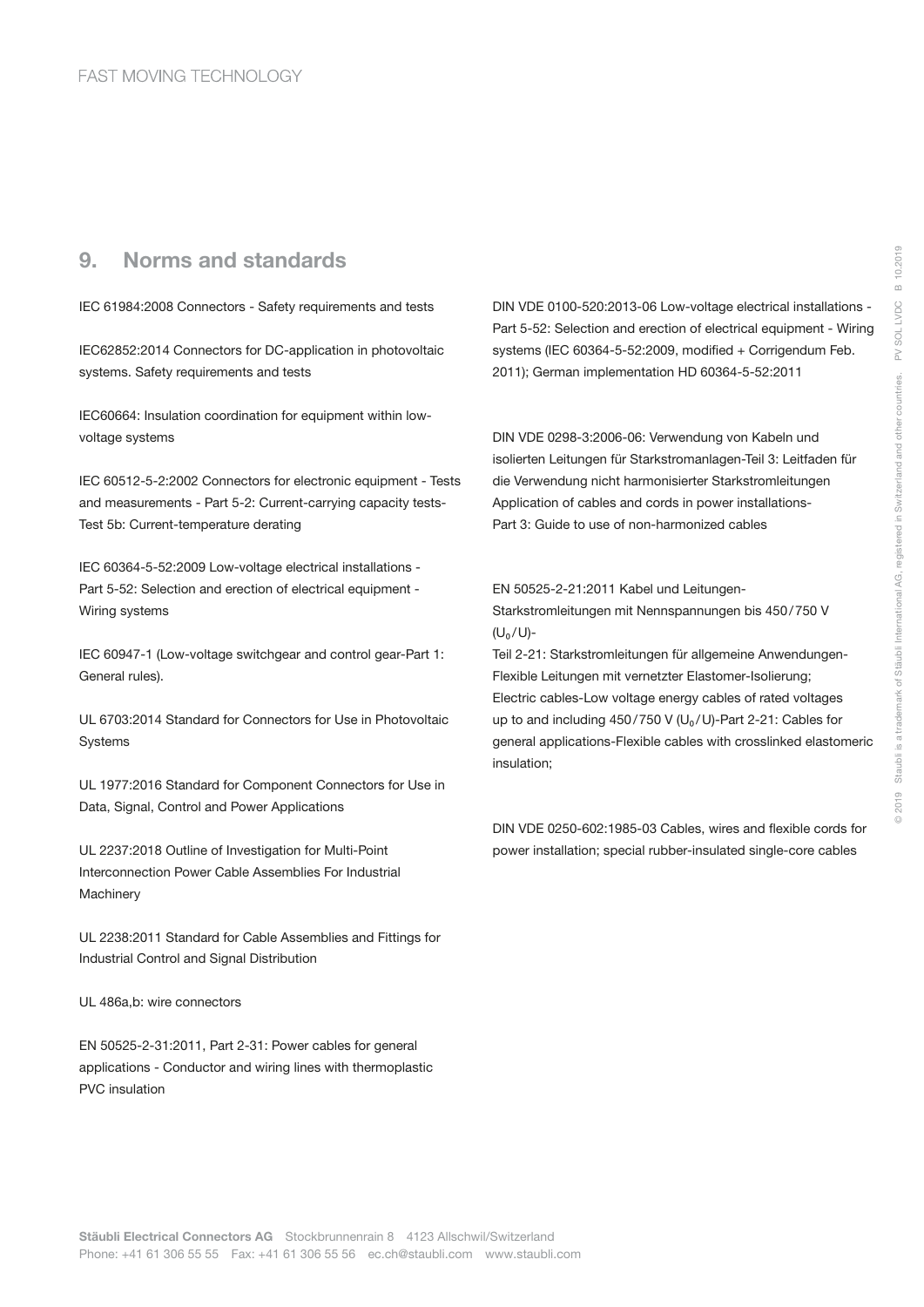## 9. Norms and standards

IEC 61984:2008 Connectors - Safety requirements and tests

IEC62852:2014 Connectors for DC-application in photovoltaic systems. Safety requirements and tests

IEC60664: Insulation coordination for equipment within low-voltage systems

IEC 60512-5-2:2002 Connectors for electronic equipment - Tests and measurements - Part 5-2: Current-carrying capacity tests-Test 5b: Current-temperature derating

IEC 60364-5-52:2009 Low-voltage electrical installations - Part 5-52: Selection and erection of electrical equipment - Wiring systems

IEC 60947-1 (Low-voltage switchgear and control gear-Part 1: General rules).

UL 6703:2014 Standard for Connectors for Use in Photovoltaic Systems

UL 1977:2016 Standard for Component Connectors for Use in Data, Signal, Control and Power Applications

UL 2237:2018 Outline of Investigation for Multi-Point Interconnection Power Cable Assemblies For Industrial Machinery

UL 2238:2011 Standard for Cable Assemblies and Fittings for Industrial Control and Signal Distribution

UL 486a,b: wire connectors

EN 50525-2-31:2011, Part 2-31: Power cables for general applications - Conductor and wiring lines with thermoplastic PVC insulation

DIN VDE 0100-520:2013-06 Low-voltage electrical installations - Part 5-52: Selection and erection of electrical equipment - Wiring systems (IEC 60364-5-52:2009, modified + Corrigendum Feb. 2011); German implementation HD 60364-5-52:2011

DIN VDE 0298-3:2006-06: Verwendung von Kabeln und isolierten Leitungen für Starkstromanlagen-Teil 3: Leitfaden für die Verwendung nicht harmonisierter Starkstromleitungen Application of cables and cords in power installations-Part 3: Guide to use of non-harmonized cables

EN 50525-2-21:2011 Kabel und Leitungen-Starkstromleitungen mit Nennspannungen bis 450/750 V ($U_0$/U)-
Teil 2-21: Starkstromleitungen für allgemeine Anwendungen-Flexible Leitungen mit vernetzter Elastomer-Isolierung; Electric cables-Low voltage energy cables of rated voltages up to and including 450/750 V ($U_0$/U)-Part 2-21: Cables for general applications-Flexible cables with crosslinked elastomeric insulation;

DIN VDE 0250-602:1985-03 Cables, wires and flexible cords for power installation; special rubber-insulated single-core cables